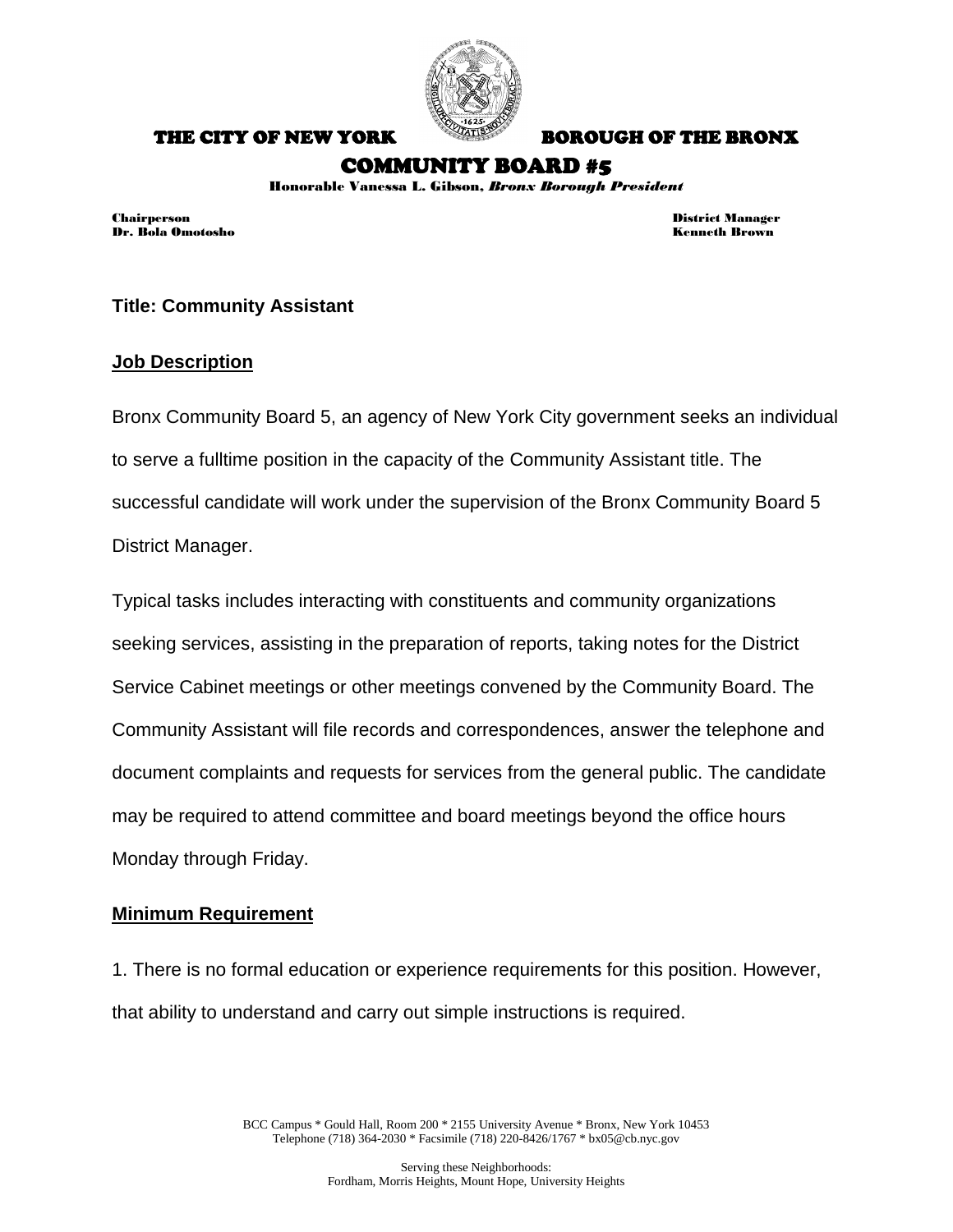THE CITY OF NEW YORK BOROUGH OF THE BRONX

# COMMUNITY BOARD #5

**Honorable Vanessa L. Gibson, *Bronx Borough President***

**Chairperson**
**Dr. Bola Omotosho**

**District Manager**
**Kenneth Brown**

**Title: Community Assistant**

## Job Description

Bronx Community Board 5, an agency of New York City government seeks an individual to serve a fulltime position in the capacity of the Community Assistant title. The successful candidate will work under the supervision of the Bronx Community Board 5 District Manager.

Typical tasks includes interacting with constituents and community organizations seeking services, assisting in the preparation of reports, taking notes for the District Service Cabinet meetings or other meetings convened by the Community Board. The Community Assistant will file records and correspondences, answer the telephone and document complaints and requests for services from the general public. The candidate may be required to attend committee and board meetings beyond the office hours Monday through Friday.

## Minimum Requirement

1. There is no formal education or experience requirements for this position. However, that ability to understand and carry out simple instructions is required.

BCC Campus * Gould Hall, Room 200 * 2155 University Avenue * Bronx, New York 10453
Telephone (718) 364-2030 * Facsimile (718) 220-8426/1767 * bx05@cb.nyc.gov

Serving these Neighborhoods:
Fordham, Morris Heights, Mount Hope, University Heights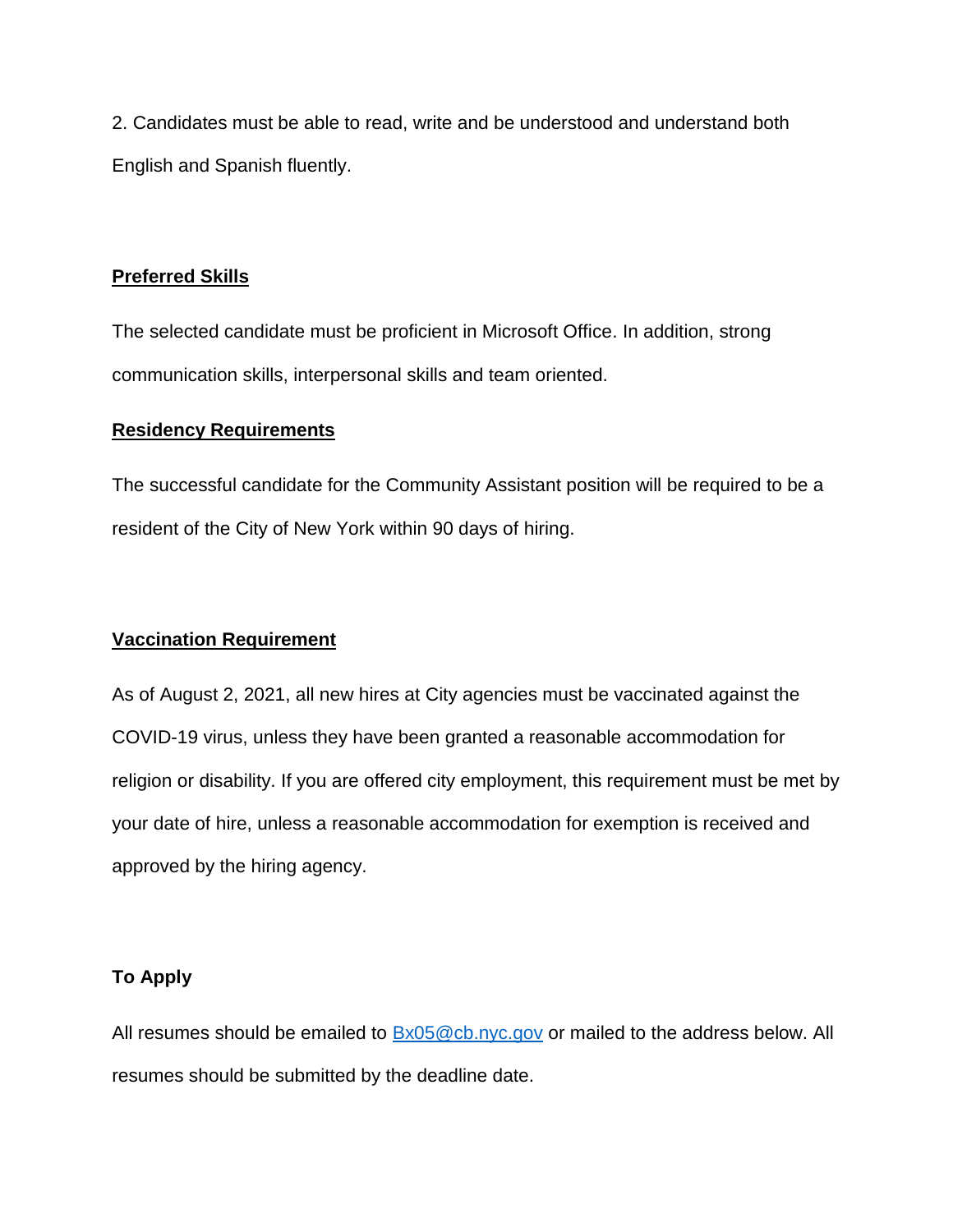2. Candidates must be able to read, write and be understood and understand both English and Spanish fluently.

**<u>Preferred Skills</u>**

The selected candidate must be proficient in Microsoft Office. In addition, strong communication skills, interpersonal skills and team oriented.

**<u>Residency Requirements</u>**

The successful candidate for the Community Assistant position will be required to be a resident of the City of New York within 90 days of hiring.

**<u>Vaccination Requirement</u>**

As of August 2, 2021, all new hires at City agencies must be vaccinated against the COVID-19 virus, unless they have been granted a reasonable accommodation for religion or disability. If you are offered city employment, this requirement must be met by your date of hire, unless a reasonable accommodation for exemption is received and approved by the hiring agency.

**To Apply**

All resumes should be emailed to Bx05@cb.nyc.gov or mailed to the address below. All resumes should be submitted by the deadline date.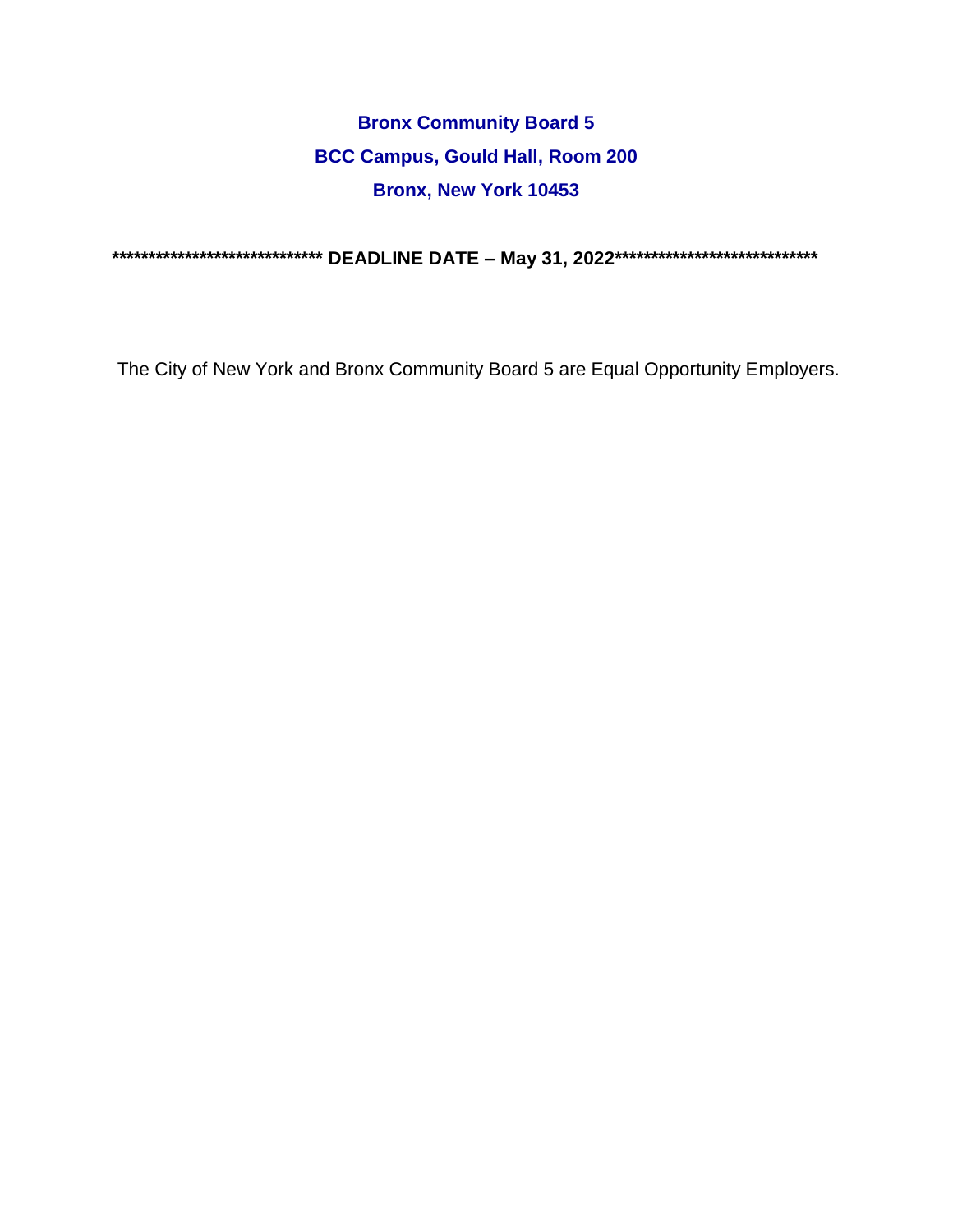**Bronx Community Board 5**

**BCC Campus, Gould Hall, Room 200**

**Bronx, New York 10453**

**\*\*\*\*\*\*\*\*\*\*\*\*\*\*\*\*\*\*\*\*\*\*\*\*\*\*\*\*\* DEADLINE DATE – May 31, 2022\*\*\*\*\*\*\*\*\*\*\*\*\*\*\*\*\*\*\*\*\*\*\*\*\*\*\*\*\***

The City of New York and Bronx Community Board 5 are Equal Opportunity Employers.